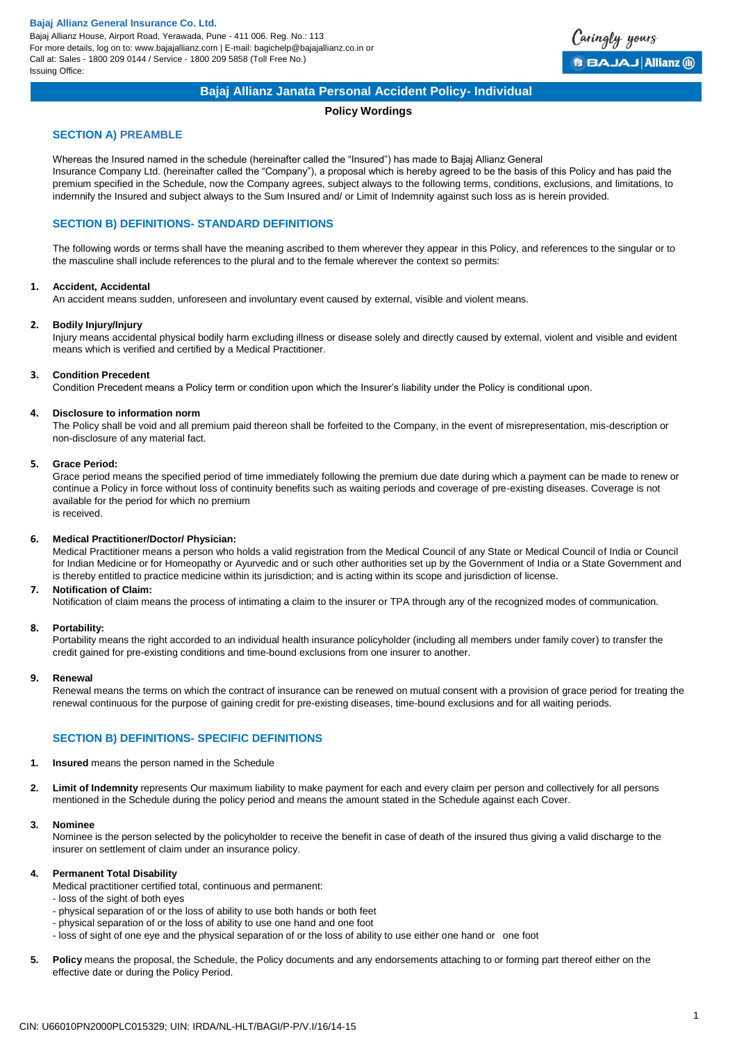**Bajaj Allianz General Insurance Co. Ltd.**
Bajaj Allianz House, Airport Road, Yerawada, Pune - 411 006. Reg. No.: 113
For more details, log on to: www.bajajallianz.com | E-mail: bagichelp@bajajallianz.co.in or
Call at: Sales - 1800 209 0144 / Service - 1800 209 5858 (Toll Free No.)
Issuing Office:

Caringly yours
BAJAJ | Allianz

# Bajaj Allianz Janata Personal Accident Policy- Individual

**Policy Wordings**

## SECTION A) PREAMBLE

Whereas the Insured named in the schedule (hereinafter called the "Insured") has made to Bajaj Allianz General Insurance Company Ltd. (hereinafter called the "Company"), a proposal which is hereby agreed to be the basis of this Policy and has paid the premium specified in the Schedule, now the Company agrees, subject always to the following terms, conditions, exclusions, and limitations, to indemnify the Insured and subject always to the Sum Insured and/ or Limit of Indemnity against such loss as is herein provided.

## SECTION B) DEFINITIONS- STANDARD DEFINITIONS

The following words or terms shall have the meaning ascribed to them wherever they appear in this Policy, and references to the singular or to the masculine shall include references to the plural and to the female wherever the context so permits:

1. **Accident, Accidental**
   An accident means sudden, unforeseen and involuntary event caused by external, visible and violent means.

2. **Bodily Injury/Injury**
   Injury means accidental physical bodily harm excluding illness or disease solely and directly caused by external, violent and visible and evident means which is verified and certified by a Medical Practitioner.

3. **Condition Precedent**
   Condition Precedent means a Policy term or condition upon which the Insurer's liability under the Policy is conditional upon.

4. **Disclosure to information norm**
   The Policy shall be void and all premium paid thereon shall be forfeited to the Company, in the event of misrepresentation, mis-description or non-disclosure of any material fact.

5. **Grace Period:**
   Grace period means the specified period of time immediately following the premium due date during which a payment can be made to renew or continue a Policy in force without loss of continuity benefits such as waiting periods and coverage of pre-existing diseases. Coverage is not available for the period for which no premium
   is received.

6. **Medical Practitioner/Doctor/ Physician:**
   Medical Practitioner means a person who holds a valid registration from the Medical Council of any State or Medical Council of India or Council for Indian Medicine or for Homeopathy or Ayurvedic and or such other authorities set up by the Government of India or a State Government and is thereby entitled to practice medicine within its jurisdiction; and is acting within its scope and jurisdiction of license.

7. **Notification of Claim:**
   Notification of claim means the process of intimating a claim to the insurer or TPA through any of the recognized modes of communication.

8. **Portability:**
   Portability means the right accorded to an individual health insurance policyholder (including all members under family cover) to transfer the credit gained for pre-existing conditions and time-bound exclusions from one insurer to another.

9. **Renewal**
   Renewal means the terms on which the contract of insurance can be renewed on mutual consent with a provision of grace period for treating the renewal continuous for the purpose of gaining credit for pre-existing diseases, time-bound exclusions and for all waiting periods.

## SECTION B) DEFINITIONS- SPECIFIC DEFINITIONS

1. **Insured** means the person named in the Schedule

2. **Limit of Indemnity** represents Our maximum liability to make payment for each and every claim per person and collectively for all persons mentioned in the Schedule during the policy period and means the amount stated in the Schedule against each Cover.

3. **Nominee**
   Nominee is the person selected by the policyholder to receive the benefit in case of death of the insured thus giving a valid discharge to the insurer on settlement of claim under an insurance policy.

4. **Permanent Total Disability**
   Medical practitioner certified total, continuous and permanent:
   - loss of the sight of both eyes
   - physical separation of or the loss of ability to use both hands or both feet
   - physical separation of or the loss of ability to use one hand and one foot
   - loss of sight of one eye and the physical separation of or the loss of ability to use either one hand or one foot

5. **Policy** means the proposal, the Schedule, the Policy documents and any endorsements attaching to or forming part thereof either on the effective date or during the Policy Period.

CIN: U66010PN2000PLC015329; UIN: IRDA/NL-HLT/BAGI/P-P/V.I/16/14-15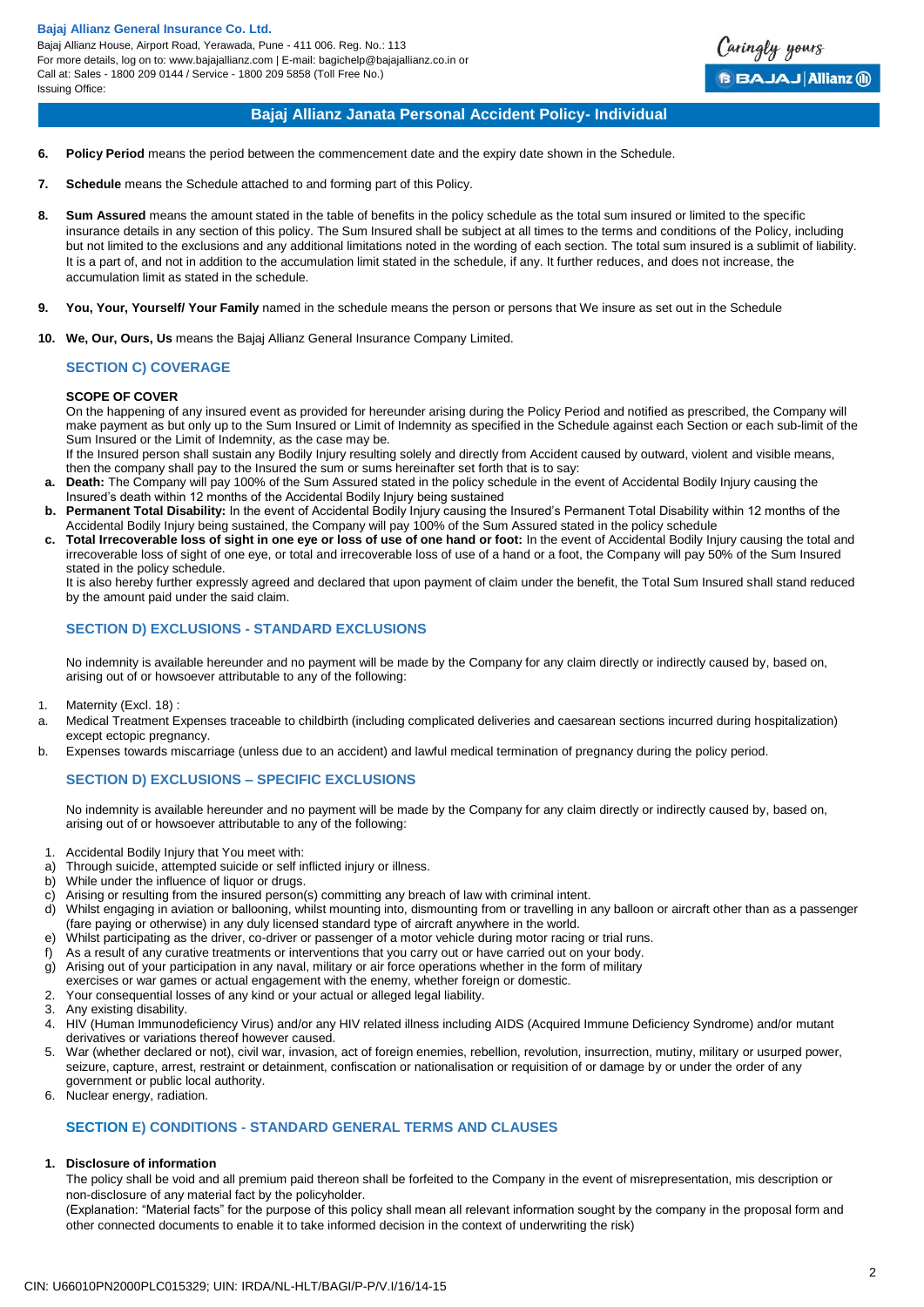6. **Policy Period** means the period between the commencement date and the expiry date shown in the Schedule.

7. **Schedule** means the Schedule attached to and forming part of this Policy.

8. **Sum Assured** means the amount stated in the table of benefits in the policy schedule as the total sum insured or limited to the specific insurance details in any section of this policy. The Sum Insured shall be subject at all times to the terms and conditions of the Policy, including but not limited to the exclusions and any additional limitations noted in the wording of each section. The total sum insured is a sublimit of liability. It is a part of, and not in addition to the accumulation limit stated in the schedule, if any. It further reduces, and does not increase, the accumulation limit as stated in the schedule.

9. **You, Your, Yourself/ Your Family** named in the schedule means the person or persons that We insure as set out in the Schedule

10. **We, Our, Ours, Us** means the Bajaj Allianz General Insurance Company Limited.

## SECTION C) COVERAGE

**SCOPE OF COVER**

On the happening of any insured event as provided for hereunder arising during the Policy Period and notified as prescribed, the Company will make payment as but only up to the Sum Insured or Limit of Indemnity as specified in the Schedule against each Section or each sub-limit of the Sum Insured or the Limit of Indemnity, as the case may be.

If the Insured person shall sustain any Bodily Injury resulting solely and directly from Accident caused by outward, violent and visible means, then the company shall pay to the Insured the sum or sums hereinafter set forth that is to say:

a. **Death:** The Company will pay 100% of the Sum Assured stated in the policy schedule in the event of Accidental Bodily Injury causing the Insured's death within 12 months of the Accidental Bodily Injury being sustained
b. **Permanent Total Disability:** In the event of Accidental Bodily Injury causing the Insured's Permanent Total Disability within 12 months of the Accidental Bodily Injury being sustained, the Company will pay 100% of the Sum Assured stated in the policy schedule
c. **Total Irrecoverable loss of sight in one eye or loss of use of one hand or foot:** In the event of Accidental Bodily Injury causing the total and irrecoverable loss of sight of one eye, or total and irrecoverable loss of use of a hand or a foot, the Company will pay 50% of the Sum Insured stated in the policy schedule.

It is also hereby further expressly agreed and declared that upon payment of claim under the benefit, the Total Sum Insured shall stand reduced by the amount paid under the said claim.

## SECTION D) EXCLUSIONS - STANDARD EXCLUSIONS

No indemnity is available hereunder and no payment will be made by the Company for any claim directly or indirectly caused by, based on, arising out of or howsoever attributable to any of the following:

1. Maternity (Excl. 18) :
a. Medical Treatment Expenses traceable to childbirth (including complicated deliveries and caesarean sections incurred during hospitalization) except ectopic pregnancy.
b. Expenses towards miscarriage (unless due to an accident) and lawful medical termination of pregnancy during the policy period.

## SECTION D) EXCLUSIONS – SPECIFIC EXCLUSIONS

No indemnity is available hereunder and no payment will be made by the Company for any claim directly or indirectly caused by, based on, arising out of or howsoever attributable to any of the following:

1. Accidental Bodily Injury that You meet with:
a) Through suicide, attempted suicide or self inflicted injury or illness.
b) While under the influence of liquor or drugs.
c) Arising or resulting from the insured person(s) committing any breach of law with criminal intent.
d) Whilst engaging in aviation or ballooning, whilst mounting into, dismounting from or travelling in any balloon or aircraft other than as a passenger (fare paying or otherwise) in any duly licensed standard type of aircraft anywhere in the world.
e) Whilst participating as the driver, co-driver or passenger of a motor vehicle during motor racing or trial runs.
f) As a result of any curative treatments or interventions that you carry out or have carried out on your body.
g) Arising out of your participation in any naval, military or air force operations whether in the form of military exercises or war games or actual engagement with the enemy, whether foreign or domestic.
2. Your consequential losses of any kind or your actual or alleged legal liability.
3. Any existing disability.
4. HIV (Human Immunodeficiency Virus) and/or any HIV related illness including AIDS (Acquired Immune Deficiency Syndrome) and/or mutant derivatives or variations thereof however caused.
5. War (whether declared or not), civil war, invasion, act of foreign enemies, rebellion, revolution, insurrection, mutiny, military or usurped power, seizure, capture, arrest, restraint or detainment, confiscation or nationalisation or requisition of or damage by or under the order of any government or public local authority.
6. Nuclear energy, radiation.

## SECTION E) CONDITIONS - STANDARD GENERAL TERMS AND CLAUSES

**1. Disclosure of information**

The policy shall be void and all premium paid thereon shall be forfeited to the Company in the event of misrepresentation, mis description or non-disclosure of any material fact by the policyholder.

(Explanation: "Material facts" for the purpose of this policy shall mean all relevant information sought by the company in the proposal form and other connected documents to enable it to take informed decision in the context of underwriting the risk)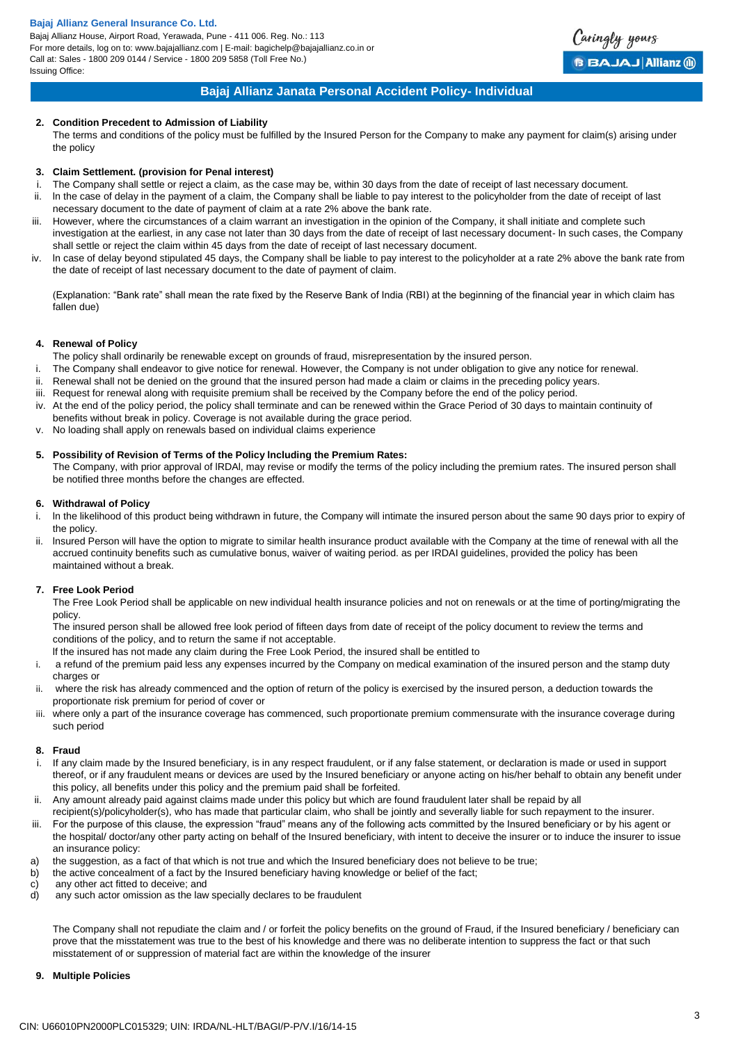**2. Condition Precedent to Admission of Liability**

The terms and conditions of the policy must be fulfilled by the Insured Person for the Company to make any payment for claim(s) arising under the policy

**3. Claim Settlement. (provision for Penal interest)**

i. The Company shall settle or reject a claim, as the case may be, within 30 days from the date of receipt of last necessary document.

ii. In the case of delay in the payment of a claim, the Company shall be liable to pay interest to the policyholder from the date of receipt of last necessary document to the date of payment of claim at a rate 2% above the bank rate.

iii. However, where the circumstances of a claim warrant an investigation in the opinion of the Company, it shall initiate and complete such investigation at the earliest, in any case not later than 30 days from the date of receipt of last necessary document- In such cases, the Company shall settle or reject the claim within 45 days from the date of receipt of last necessary document.

iv. In case of delay beyond stipulated 45 days, the Company shall be liable to pay interest to the policyholder at a rate 2% above the bank rate from the date of receipt of last necessary document to the date of payment of claim.

(Explanation: "Bank rate" shall mean the rate fixed by the Reserve Bank of India (RBI) at the beginning of the financial year in which claim has fallen due)

**4. Renewal of Policy**

The policy shall ordinarily be renewable except on grounds of fraud, misrepresentation by the insured person.

i. The Company shall endeavor to give notice for renewal. However, the Company is not under obligation to give any notice for renewal.

ii. Renewal shall not be denied on the ground that the insured person had made a claim or claims in the preceding policy years.

iii. Request for renewal along with requisite premium shall be received by the Company before the end of the policy period.

iv. At the end of the policy period, the policy shall terminate and can be renewed within the Grace Period of 30 days to maintain continuity of benefits without break in policy. Coverage is not available during the grace period.

v. No loading shall apply on renewals based on individual claims experience

**5. Possibility of Revision of Terms of the Policy Including the Premium Rates:**

The Company, with prior approval of IRDAI, may revise or modify the terms of the policy including the premium rates. The insured person shall be notified three months before the changes are effected.

**6. Withdrawal of Policy**

i. In the likelihood of this product being withdrawn in future, the Company will intimate the insured person about the same 90 days prior to expiry of the policy.

ii. Insured Person will have the option to migrate to similar health insurance product available with the Company at the time of renewal with all the accrued continuity benefits such as cumulative bonus, waiver of waiting period. as per IRDAI guidelines, provided the policy has been maintained without a break.

**7. Free Look Period**

The Free Look Period shall be applicable on new individual health insurance policies and not on renewals or at the time of porting/migrating the policy.

The insured person shall be allowed free look period of fifteen days from date of receipt of the policy document to review the terms and conditions of the policy, and to return the same if not acceptable.

If the insured has not made any claim during the Free Look Period, the insured shall be entitled to

i. a refund of the premium paid less any expenses incurred by the Company on medical examination of the insured person and the stamp duty charges or

ii. where the risk has already commenced and the option of return of the policy is exercised by the insured person, a deduction towards the proportionate risk premium for period of cover or

iii. where only a part of the insurance coverage has commenced, such proportionate premium commensurate with the insurance coverage during such period

**8. Fraud**

i. If any claim made by the Insured beneficiary, is in any respect fraudulent, or if any false statement, or declaration is made or used in support thereof, or if any fraudulent means or devices are used by the Insured beneficiary or anyone acting on his/her behalf to obtain any benefit under this policy, all benefits under this policy and the premium paid shall be forfeited.

ii. Any amount already paid against claims made under this policy but which are found fraudulent later shall be repaid by all recipient(s)/policyholder(s), who has made that particular claim, who shall be jointly and severally liable for such repayment to the insurer.

iii. For the purpose of this clause, the expression "fraud" means any of the following acts committed by the Insured beneficiary or by his agent or the hospital/ doctor/any other party acting on behalf of the Insured beneficiary, with intent to deceive the insurer or to induce the insurer to issue an insurance policy:

a) the suggestion, as a fact of that which is not true and which the Insured beneficiary does not believe to be true;

b) the active concealment of a fact by the Insured beneficiary having knowledge or belief of the fact;

c) any other act fitted to deceive; and

d) any such actor omission as the law specially declares to be fraudulent

The Company shall not repudiate the claim and / or forfeit the policy benefits on the ground of Fraud, if the Insured beneficiary / beneficiary can prove that the misstatement was true to the best of his knowledge and there was no deliberate intention to suppress the fact or that such misstatement of or suppression of material fact are within the knowledge of the insurer

**9. Multiple Policies**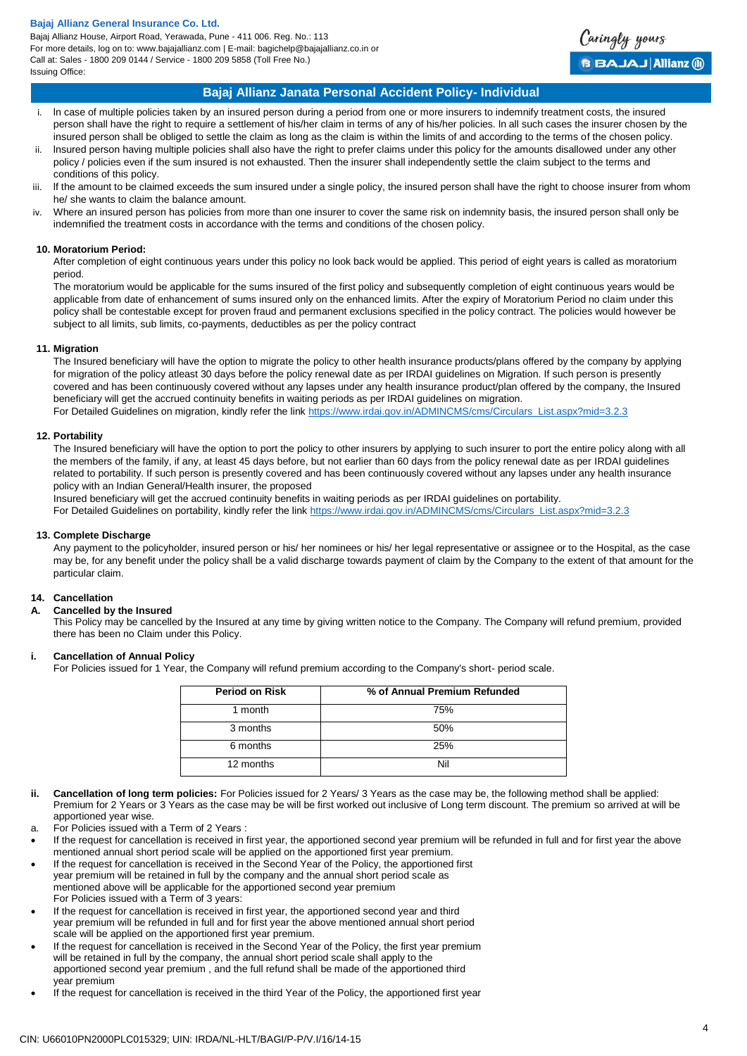i. In case of multiple policies taken by an insured person during a period from one or more insurers to indemnify treatment costs, the insured person shall have the right to require a settlement of his/her claim in terms of any of his/her policies. In all such cases the insurer chosen by the insured person shall be obliged to settle the claim as long as the claim is within the limits of and according to the terms of the chosen policy.

ii. Insured person having multiple policies shall also have the right to prefer claims under this policy for the amounts disallowed under any other policy / policies even if the sum insured is not exhausted. Then the insurer shall independently settle the claim subject to the terms and conditions of this policy.

iii. If the amount to be claimed exceeds the sum insured under a single policy, the insured person shall have the right to choose insurer from whom he/ she wants to claim the balance amount.

iv. Where an insured person has policies from more than one insurer to cover the same risk on indemnity basis, the insured person shall only be indemnified the treatment costs in accordance with the terms and conditions of the chosen policy.

**10. Moratorium Period:**

After completion of eight continuous years under this policy no look back would be applied. This period of eight years is called as moratorium period.

The moratorium would be applicable for the sums insured of the first policy and subsequently completion of eight continuous years would be applicable from date of enhancement of sums insured only on the enhanced limits. After the expiry of Moratorium Period no claim under this policy shall be contestable except for proven fraud and permanent exclusions specified in the policy contract. The policies would however be subject to all limits, sub limits, co-payments, deductibles as per the policy contract

**11. Migration**

The Insured beneficiary will have the option to migrate the policy to other health insurance products/plans offered by the company by applying for migration of the policy atleast 30 days before the policy renewal date as per IRDAI guidelines on Migration. If such person is presently covered and has been continuously covered without any lapses under any health insurance product/plan offered by the company, the Insured beneficiary will get the accrued continuity benefits in waiting periods as per IRDAI guidelines on migration.

For Detailed Guidelines on migration, kindly refer the link https://www.irdai.gov.in/ADMINCMS/cms/Circulars_List.aspx?mid=3.2.3

**12. Portability**

The Insured beneficiary will have the option to port the policy to other insurers by applying to such insurer to port the entire policy along with all the members of the family, if any, at least 45 days before, but not earlier than 60 days from the policy renewal date as per IRDAI guidelines related to portability. If such person is presently covered and has been continuously covered without any lapses under any health insurance policy with an Indian General/Health insurer, the proposed

Insured beneficiary will get the accrued continuity benefits in waiting periods as per IRDAI guidelines on portability.

For Detailed Guidelines on portability, kindly refer the link https://www.irdai.gov.in/ADMINCMS/cms/Circulars_List.aspx?mid=3.2.3

**13. Complete Discharge**

Any payment to the policyholder, insured person or his/ her nominees or his/ her legal representative or assignee or to the Hospital, as the case may be, for any benefit under the policy shall be a valid discharge towards payment of claim by the Company to the extent of that amount for the particular claim.

**14. Cancellation**

**A. Cancelled by the Insured**

This Policy may be cancelled by the Insured at any time by giving written notice to the Company. The Company will refund premium, provided there has been no Claim under this Policy.

**i. Cancellation of Annual Policy**

For Policies issued for 1 Year, the Company will refund premium according to the Company's short- period scale.

| Period on Risk | % of Annual Premium Refunded |
|---|---|
| 1 month | 75% |
| 3 months | 50% |
| 6 months | 25% |
| 12 months | Nil |

**ii. Cancellation of long term policies:** For Policies issued for 2 Years/ 3 Years as the case may be, the following method shall be applied: Premium for 2 Years or 3 Years as the case may be will be first worked out inclusive of Long term discount. The premium so arrived at will be apportioned year wise.

a. For Policies issued with a Term of 2 Years :

- If the request for cancellation is received in first year, the apportioned second year premium will be refunded in full and for first year the above mentioned annual short period scale will be applied on the apportioned first year premium.
- If the request for cancellation is received in the Second Year of the Policy, the apportioned first year premium will be retained in full by the company and the annual short period scale as mentioned above will be applicable for the apportioned second year premium

For Policies issued with a Term of 3 years:

- If the request for cancellation is received in first year, the apportioned second year and third year premium will be refunded in full and for first year the above mentioned annual short period scale will be applied on the apportioned first year premium.
- If the request for cancellation is received in the Second Year of the Policy, the first year premium will be retained in full by the company, the annual short period scale shall apply to the apportioned second year premium , and the full refund shall be made of the apportioned third year premium
- If the request for cancellation is received in the third Year of the Policy, the apportioned first year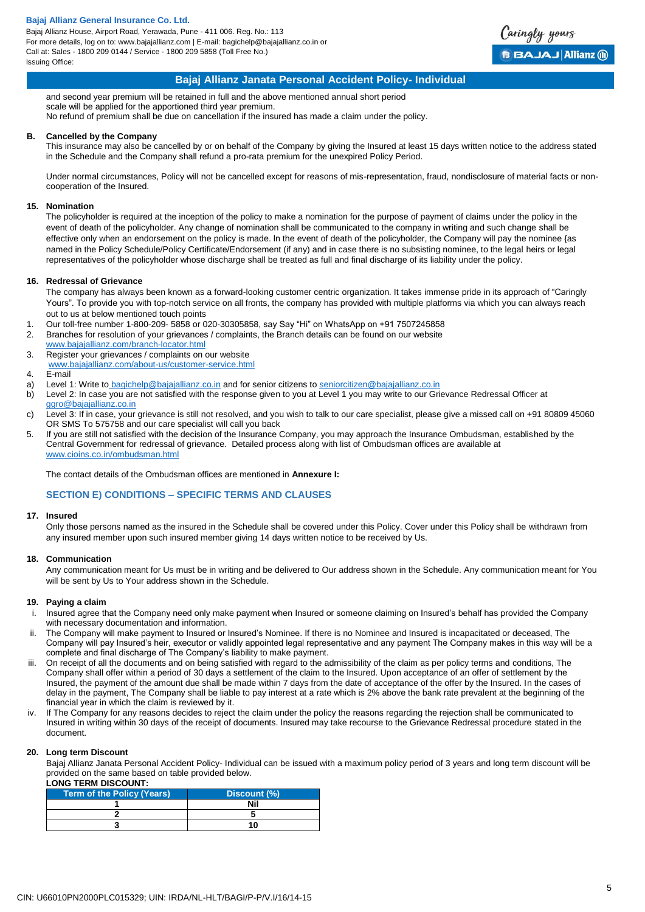and second year premium will be retained in full and the above mentioned annual short period scale will be applied for the apportioned third year premium.
No refund of premium shall be due on cancellation if the insured has made a claim under the policy.

**B. Cancelled by the Company**

This insurance may also be cancelled by or on behalf of the Company by giving the Insured at least 15 days written notice to the address stated in the Schedule and the Company shall refund a pro-rata premium for the unexpired Policy Period.

Under normal circumstances, Policy will not be cancelled except for reasons of mis-representation, fraud, nondisclosure of material facts or non-cooperation of the Insured.

**15. Nomination**

The policyholder is required at the inception of the policy to make a nomination for the purpose of payment of claims under the policy in the event of death of the policyholder. Any change of nomination shall be communicated to the company in writing and such change shall be effective only when an endorsement on the policy is made. In the event of death of the policyholder, the Company will pay the nominee {as named in the Policy Schedule/Policy Certificate/Endorsement (if any) and in case there is no subsisting nominee, to the legal heirs or legal representatives of the policyholder whose discharge shall be treated as full and final discharge of its liability under the policy.

**16. Redressal of Grievance**

The company has always been known as a forward-looking customer centric organization. It takes immense pride in its approach of "Caringly Yours". To provide you with top-notch service on all fronts, the company has provided with multiple platforms via which you can always reach out to us at below mentioned touch points

1. Our toll-free number 1-800-209- 5858 or 020-30305858, say Say "Hi" on WhatsApp on +91 7507245858
2. Branches for resolution of your grievances / complaints, the Branch details can be found on our website www.bajajallianz.com/branch-locator.html
3. Register your grievances / complaints on our website www.bajajallianz.com/about-us/customer-service.html
4. E-mail
   a) Level 1: Write to bagichelp@bajajallianz.co.in and for senior citizens to seniorcitizen@bajajallianz.co.in
   b) Level 2: In case you are not satisfied with the response given to you at Level 1 you may write to our Grievance Redressal Officer at ggro@bajajallianz.co.in
   c) Level 3: If in case, your grievance is still not resolved, and you wish to talk to our care specialist, please give a missed call on +91 80809 45060 OR SMS To 575758 and our care specialist will call you back
5. If you are still not satisfied with the decision of the Insurance Company, you may approach the Insurance Ombudsman, established by the Central Government for redressal of grievance. Detailed process along with list of Ombudsman offices are available at www.cioins.co.in/ombudsman.html

The contact details of the Ombudsman offices are mentioned in **Annexure I:**

## SECTION E) CONDITIONS – SPECIFIC TERMS AND CLAUSES

**17. Insured**

Only those persons named as the insured in the Schedule shall be covered under this Policy. Cover under this Policy shall be withdrawn from any insured member upon such insured member giving 14 days written notice to be received by Us.

**18. Communication**

Any communication meant for Us must be in writing and be delivered to Our address shown in the Schedule. Any communication meant for You will be sent by Us to Your address shown in the Schedule.

**19. Paying a claim**

i. Insured agree that the Company need only make payment when Insured or someone claiming on Insured's behalf has provided the Company with necessary documentation and information.
ii. The Company will make payment to Insured or Insured's Nominee. If there is no Nominee and Insured is incapacitated or deceased, The Company will pay Insured's heir, executor or validly appointed legal representative and any payment The Company makes in this way will be a complete and final discharge of The Company's liability to make payment.
iii. On receipt of all the documents and on being satisfied with regard to the admissibility of the claim as per policy terms and conditions, The Company shall offer within a period of 30 days a settlement of the claim to the Insured. Upon acceptance of an offer of settlement by the Insured, the payment of the amount due shall be made within 7 days from the date of acceptance of the offer by the Insured. In the cases of delay in the payment, The Company shall be liable to pay interest at a rate which is 2% above the bank rate prevalent at the beginning of the financial year in which the claim is reviewed by it.
iv. If The Company for any reasons decides to reject the claim under the policy the reasons regarding the rejection shall be communicated to Insured in writing within 30 days of the receipt of documents. Insured may take recourse to the Grievance Redressal procedure stated in the document.

**20. Long term Discount**

Bajaj Allianz Janata Personal Accident Policy- Individual can be issued with a maximum policy period of 3 years and long term discount will be provided on the same based on table provided below.

**LONG TERM DISCOUNT:**

| Term of the Policy (Years) | Discount (%) |
|---|---|
| 1 | Nil |
| 2 | 5 |
| 3 | 10 |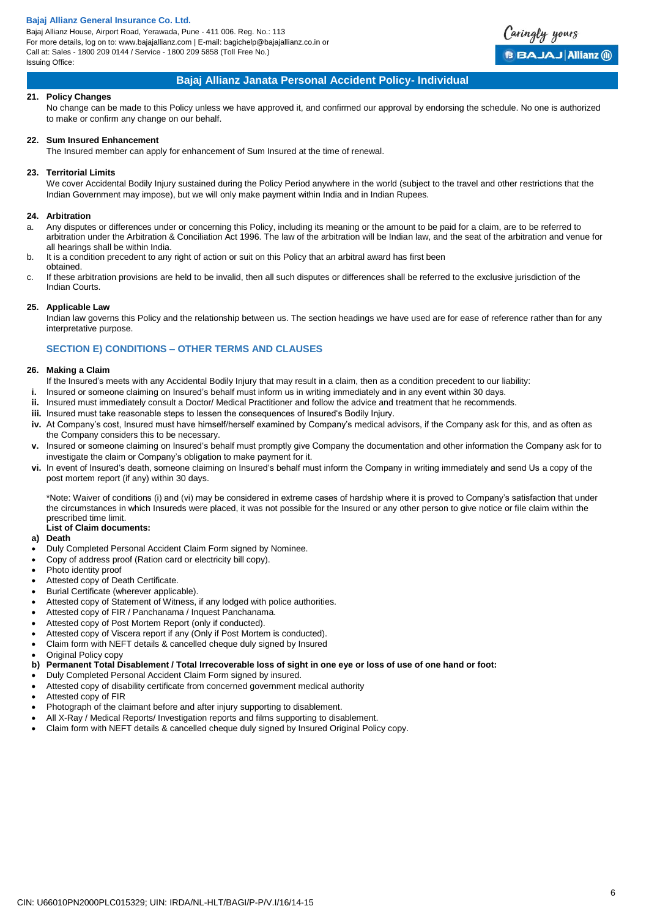## Bajaj Allianz Janata Personal Accident Policy- Individual

**21. Policy Changes**

No change can be made to this Policy unless we have approved it, and confirmed our approval by endorsing the schedule. No one is authorized to make or confirm any change on our behalf.

**22. Sum Insured Enhancement**

The Insured member can apply for enhancement of Sum Insured at the time of renewal.

**23. Territorial Limits**

We cover Accidental Bodily Injury sustained during the Policy Period anywhere in the world (subject to the travel and other restrictions that the Indian Government may impose), but we will only make payment within India and in Indian Rupees.

**24. Arbitration**

a. Any disputes or differences under or concerning this Policy, including its meaning or the amount to be paid for a claim, are to be referred to arbitration under the Arbitration & Conciliation Act 1996. The law of the arbitration will be Indian law, and the seat of the arbitration and venue for all hearings shall be within India.

b. It is a condition precedent to any right of action or suit on this Policy that an arbitral award has first been obtained.

c. If these arbitration provisions are held to be invalid, then all such disputes or differences shall be referred to the exclusive jurisdiction of the Indian Courts.

**25. Applicable Law**

Indian law governs this Policy and the relationship between us. The section headings we have used are for ease of reference rather than for any interpretative purpose.

### SECTION E) CONDITIONS – OTHER TERMS AND CLAUSES

**26. Making a Claim**

If the Insured's meets with any Accidental Bodily Injury that may result in a claim, then as a condition precedent to our liability:

- **i.** Insured or someone claiming on Insured's behalf must inform us in writing immediately and in any event within 30 days.
- **ii.** Insured must immediately consult a Doctor/ Medical Practitioner and follow the advice and treatment that he recommends.
- **iii.** Insured must take reasonable steps to lessen the consequences of Insured's Bodily Injury.
- **iv.** At Company's cost, Insured must have himself/herself examined by Company's medical advisors, if the Company ask for this, and as often as the Company considers this to be necessary.
- **v.** Insured or someone claiming on Insured's behalf must promptly give Company the documentation and other information the Company ask for to investigate the claim or Company's obligation to make payment for it.
- **vi.** In event of Insured's death, someone claiming on Insured's behalf must inform the Company in writing immediately and send Us a copy of the post mortem report (if any) within 30 days.

*Note: Waiver of conditions (i) and (vi) may be considered in extreme cases of hardship where it is proved to Company's satisfaction that under the circumstances in which Insureds were placed, it was not possible for the Insured or any other person to give notice or file claim within the prescribed time limit.

**List of Claim documents:**

**a) Death**

- Duly Completed Personal Accident Claim Form signed by Nominee.
- Copy of address proof (Ration card or electricity bill copy).
- Photo identity proof
- Attested copy of Death Certificate.
- Burial Certificate (wherever applicable).
- Attested copy of Statement of Witness, if any lodged with police authorities.
- Attested copy of FIR / Panchanama / Inquest Panchanama.
- Attested copy of Post Mortem Report (only if conducted).
- Attested copy of Viscera report if any (Only if Post Mortem is conducted).
- Claim form with NEFT details & cancelled cheque duly signed by Insured
- Original Policy copy

**b) Permanent Total Disablement / Total Irrecoverable loss of sight in one eye or loss of use of one hand or foot:**

- Duly Completed Personal Accident Claim Form signed by insured.
- Attested copy of disability certificate from concerned government medical authority
- Attested copy of FIR
- Photograph of the claimant before and after injury supporting to disablement.
- All X-Ray / Medical Reports/ Investigation reports and films supporting to disablement.
- Claim form with NEFT details & cancelled cheque duly signed by Insured Original Policy copy.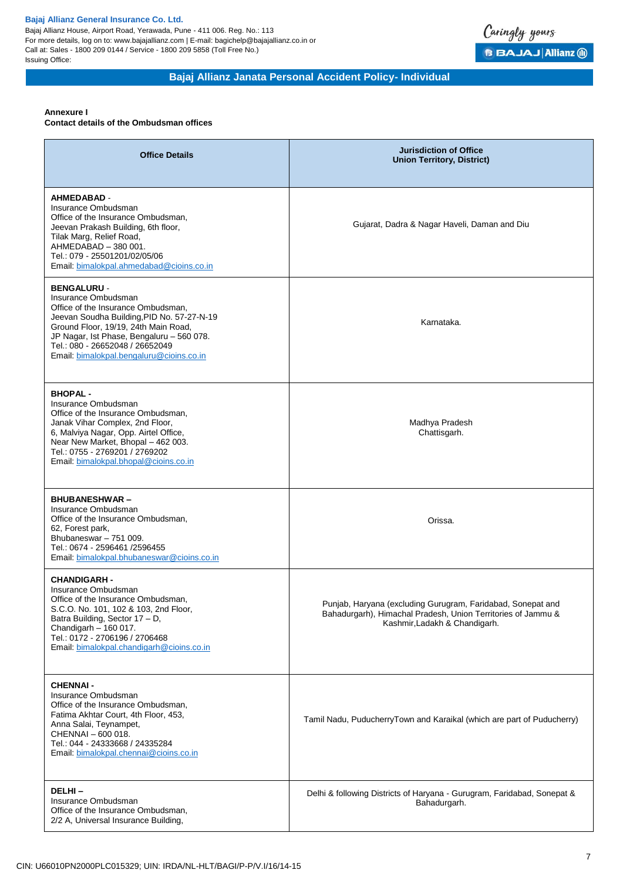**Annexure I**

**Contact details of the Ombudsman offices**

| Office Details | Jurisdiction of Office Union Territory, District) |
|---|---|
| **AHMEDABAD** - Insurance Ombudsman Office of the Insurance Ombudsman, Jeevan Prakash Building, 6th floor, Tilak Marg, Relief Road, AHMEDABAD – 380 001. Tel.: 079 - 25501201/02/05/06 Email: bimalokpal.ahmedabad@cioins.co.in | Gujarat, Dadra & Nagar Haveli, Daman and Diu |
| **BENGALURU** - Insurance Ombudsman Office of the Insurance Ombudsman, Jeevan Soudha Building,PID No. 57-27-N-19 Ground Floor, 19/19, 24th Main Road, JP Nagar, Ist Phase, Bengaluru – 560 078. Tel.: 080 - 26652048 / 26652049 Email: bimalokpal.bengaluru@cioins.co.in | Karnataka. |
| **BHOPAL** - Insurance Ombudsman Office of the Insurance Ombudsman, Janak Vihar Complex, 2nd Floor, 6, Malviya Nagar, Opp. Airtel Office, Near New Market, Bhopal – 462 003. Tel.: 0755 - 2769201 / 2769202 Email: bimalokpal.bhopal@cioins.co.in | Madhya Pradesh Chattisgarh. |
| **BHUBANESHWAR** – Insurance Ombudsman Office of the Insurance Ombudsman, 62, Forest park, Bhubaneswar – 751 009. Tel.: 0674 - 2596461 /2596455 Email: bimalokpal.bhubaneswar@cioins.co.in | Orissa. |
| **CHANDIGARH** - Insurance Ombudsman Office of the Insurance Ombudsman, S.C.O. No. 101, 102 & 103, 2nd Floor, Batra Building, Sector 17 – D, Chandigarh – 160 017. Tel.: 0172 - 2706196 / 2706468 Email: bimalokpal.chandigarh@cioins.co.in | Punjab, Haryana (excluding Gurugram, Faridabad, Sonepat and Bahadurgarh), Himachal Pradesh, Union Territories of Jammu & Kashmir,Ladakh & Chandigarh. |
| **CHENNAI** - Insurance Ombudsman Office of the Insurance Ombudsman, Fatima Akhtar Court, 4th Floor, 453, Anna Salai, Teynampet, CHENNAI – 600 018. Tel.: 044 - 24333668 / 24335284 Email: bimalokpal.chennai@cioins.co.in | Tamil Nadu, PuducherryTown and Karaikal (which are part of Puducherry) |
| **DELHI** – Insurance Ombudsman Office of the Insurance Ombudsman, 2/2 A, Universal Insurance Building, | Delhi & following Districts of Haryana - Gurugram, Faridabad, Sonepat & Bahadurgarh. |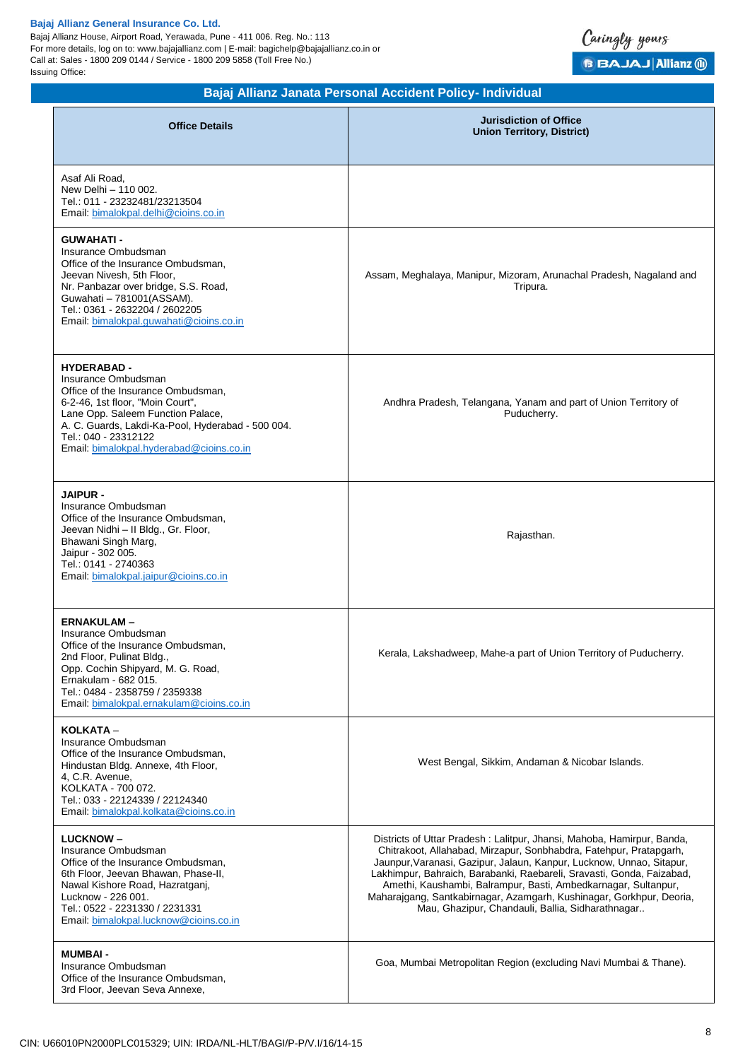## Bajaj Allianz Janata Personal Accident Policy- Individual

| Office Details | Jurisdiction of Office Union Territory, District) |
|---|---|
| Asaf Ali Road,<br>New Delhi – 110 002.<br>Tel.: 011 - 23232481/23213504<br>Email: bimalokpal.delhi@cioins.co.in | |
| **GUWAHATI -**<br>Insurance Ombudsman<br>Office of the Insurance Ombudsman,<br>Jeevan Nivesh, 5th Floor,<br>Nr. Panbazar over bridge, S.S. Road,<br>Guwahati – 781001(ASSAM).<br>Tel.: 0361 - 2632204 / 2602205<br>Email: bimalokpal.guwahati@cioins.co.in | Assam, Meghalaya, Manipur, Mizoram, Arunachal Pradesh, Nagaland and Tripura. |
| **HYDERABAD -**<br>Insurance Ombudsman<br>Office of the Insurance Ombudsman,<br>6-2-46, 1st floor, "Moin Court",<br>Lane Opp. Saleem Function Palace,<br>A. C. Guards, Lakdi-Ka-Pool, Hyderabad - 500 004.<br>Tel.: 040 - 23312122<br>Email: bimalokpal.hyderabad@cioins.co.in | Andhra Pradesh, Telangana, Yanam and part of Union Territory of Puducherry. |
| **JAIPUR -**<br>Insurance Ombudsman<br>Office of the Insurance Ombudsman,<br>Jeevan Nidhi – II Bldg., Gr. Floor,<br>Bhawani Singh Marg,<br>Jaipur - 302 005.<br>Tel.: 0141 - 2740363<br>Email: bimalokpal.jaipur@cioins.co.in | Rajasthan. |
| **ERNAKULAM –**<br>Insurance Ombudsman<br>Office of the Insurance Ombudsman,<br>2nd Floor, Pulinat Bldg.,<br>Opp. Cochin Shipyard, M. G. Road,<br>Ernakulam - 682 015.<br>Tel.: 0484 - 2358759 / 2359338<br>Email: bimalokpal.ernakulam@cioins.co.in | Kerala, Lakshadweep, Mahe-a part of Union Territory of Puducherry. |
| **KOLKATA** –<br>Insurance Ombudsman<br>Office of the Insurance Ombudsman,<br>Hindustan Bldg. Annexe, 4th Floor,<br>4, C.R. Avenue,<br>KOLKATA - 700 072.<br>Tel.: 033 - 22124339 / 22124340<br>Email: bimalokpal.kolkata@cioins.co.in | West Bengal, Sikkim, Andaman & Nicobar Islands. |
| **LUCKNOW –**<br>Insurance Ombudsman<br>Office of the Insurance Ombudsman,<br>6th Floor, Jeevan Bhawan, Phase-II,<br>Nawal Kishore Road, Hazratganj,<br>Lucknow - 226 001.<br>Tel.: 0522 - 2231330 / 2231331<br>Email: bimalokpal.lucknow@cioins.co.in | Districts of Uttar Pradesh : Lalitpur, Jhansi, Mahoba, Hamirpur, Banda, Chitrakoot, Allahabad, Mirzapur, Sonbhabdra, Fatehpur, Pratapgarh, Jaunpur,Varanasi, Gazipur, Jalaun, Kanpur, Lucknow, Unnao, Sitapur, Lakhimpur, Bahraich, Barabanki, Raebareli, Sravasti, Gonda, Faizabad, Amethi, Kaushambi, Balrampur, Basti, Ambedkarnagar, Sultanpur, Maharajgang, Santkabirnagar, Azamgarh, Kushinagar, Gorkhpur, Deoria, Mau, Ghazipur, Chandauli, Ballia, Sidharathnagar.. |
| **MUMBAI -**<br>Insurance Ombudsman<br>Office of the Insurance Ombudsman,<br>3rd Floor, Jeevan Seva Annexe, | Goa, Mumbai Metropolitan Region (excluding Navi Mumbai & Thane). |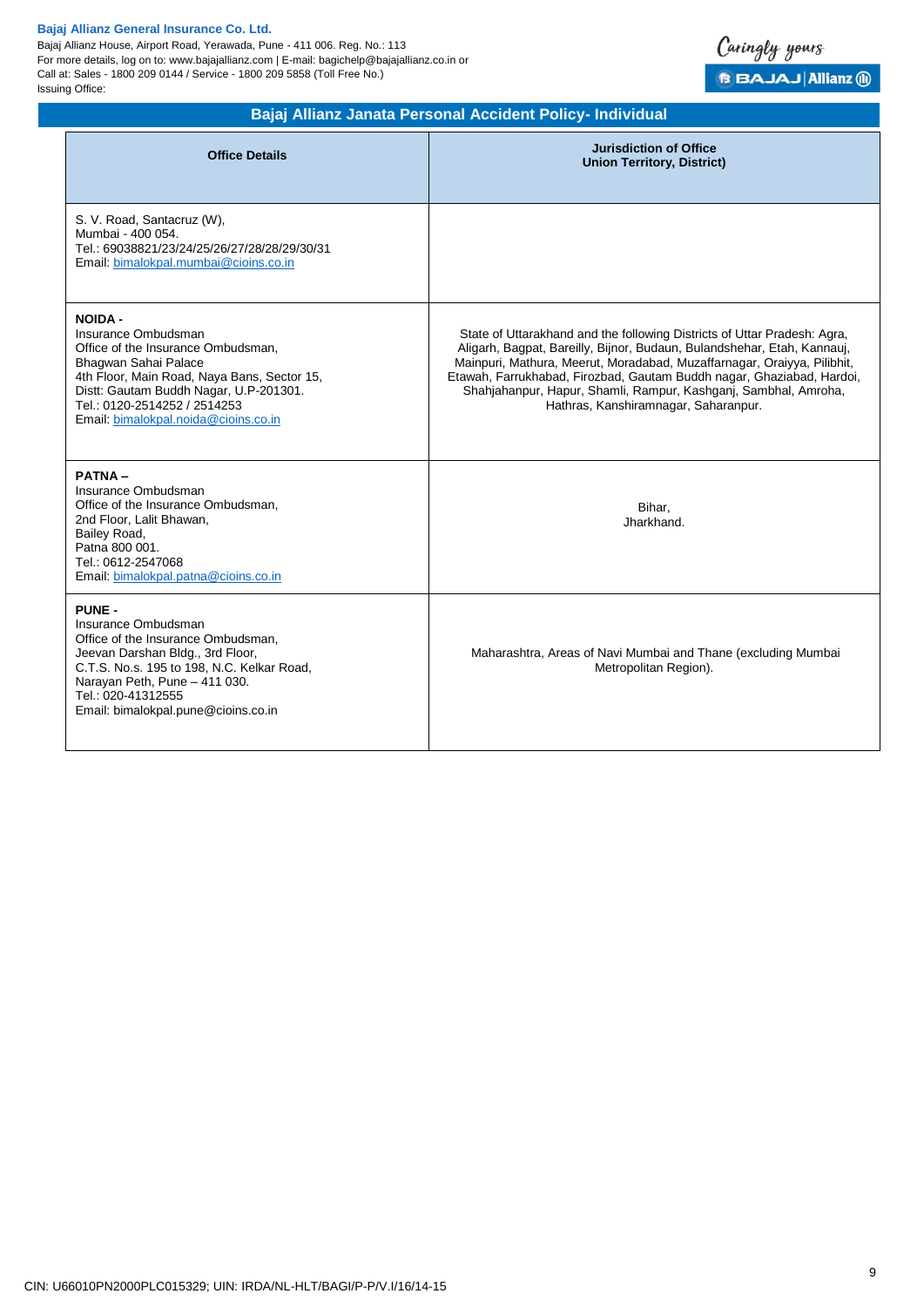## Bajaj Allianz Janata Personal Accident Policy- Individual

| Office Details | Jurisdiction of Office Union Territory, District) |
|---|---|
| S. V. Road, Santacruz (W), Mumbai - 400 054. Tel.: 69038821/23/24/25/26/27/28/28/29/30/31 Email: bimalokpal.mumbai@cioins.co.in | |
| **NOIDA -** Insurance Ombudsman Office of the Insurance Ombudsman, Bhagwan Sahai Palace 4th Floor, Main Road, Naya Bans, Sector 15, Distt: Gautam Buddh Nagar, U.P-201301. Tel.: 0120-2514252 / 2514253 Email: bimalokpal.noida@cioins.co.in | State of Uttarakhand and the following Districts of Uttar Pradesh: Agra, Aligarh, Bagpat, Bareilly, Bijnor, Budaun, Bulandshehar, Etah, Kannauj, Mainpuri, Mathura, Meerut, Moradabad, Muzaffarnagar, Oraiyya, Pilibhit, Etawah, Farrukhabad, Firozbad, Gautam Buddh nagar, Ghaziabad, Hardoi, Shahjahanpur, Hapur, Shamli, Rampur, Kashganj, Sambhal, Amroha, Hathras, Kanshiramnagar, Saharanpur. |
| **PATNA –** Insurance Ombudsman Office of the Insurance Ombudsman, 2nd Floor, Lalit Bhawan, Bailey Road, Patna 800 001. Tel.: 0612-2547068 Email: bimalokpal.patna@cioins.co.in | Bihar, Jharkhand. |
| **PUNE -** Insurance Ombudsman Office of the Insurance Ombudsman, Jeevan Darshan Bldg., 3rd Floor, C.T.S. No.s. 195 to 198, N.C. Kelkar Road, Narayan Peth, Pune – 411 030. Tel.: 020-41312555 Email: bimalokpal.pune@cioins.co.in | Maharashtra, Areas of Navi Mumbai and Thane (excluding Mumbai Metropolitan Region). |